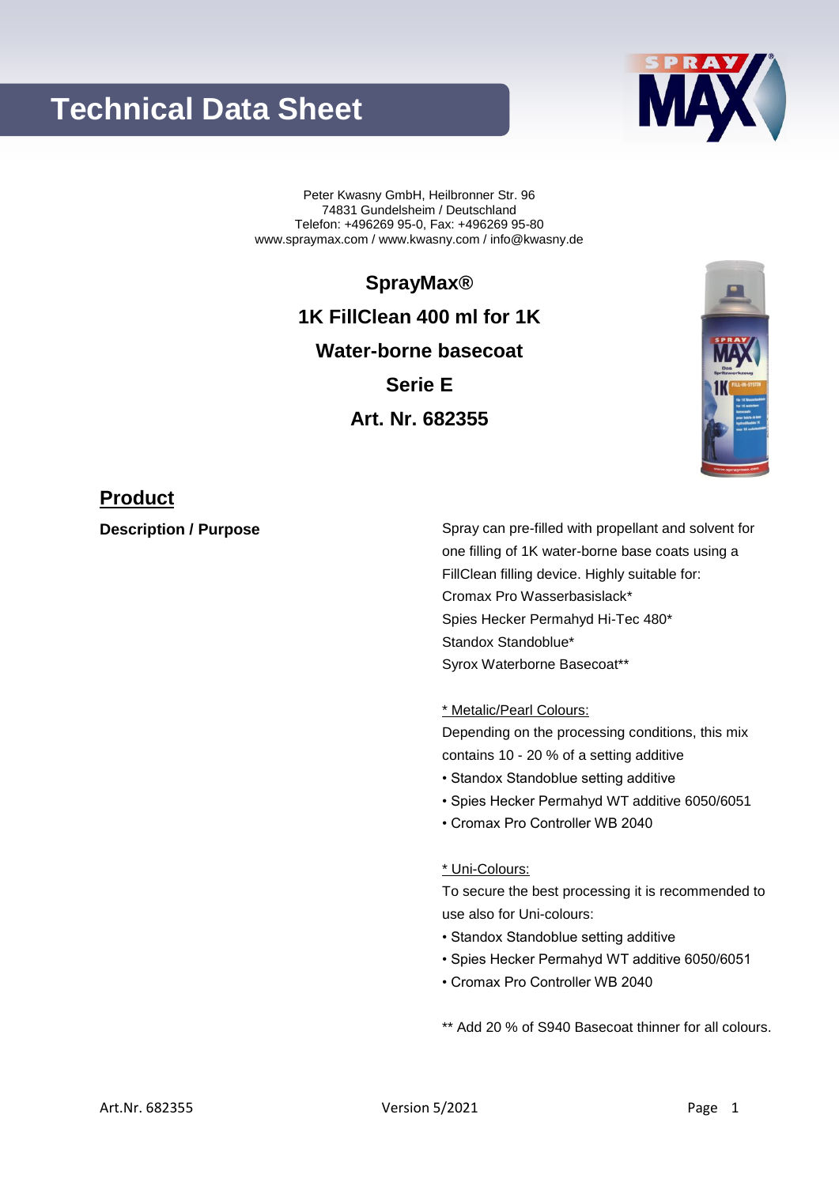# Technical Data Sheet

Peter Kwasny GmbH, Heilbronner Str. 96
74831 Gundelsheim / Deutschland
Telefon: +496269 95-0, Fax: +496269 95-80
www.spraymax.com / www.kwasny.com / info@kwasny.de

**SprayMax®**

**1K FillClean 400 ml for 1K**

**Water-borne basecoat**

**Serie E**

**Art. Nr. 682355**

## Product

**Description / Purpose**

Spray can pre-filled with propellant and solvent for one filling of 1K water-borne base coats using a FillClean filling device. Highly suitable for:
Cromax Pro Wasserbasislack*
Spies Hecker Permahyd Hi-Tec 480*
Standox Standoblue*
Syrox Waterborne Basecoat**

<u>* Metalic/Pearl Colours:</u>
Depending on the processing conditions, this mix contains 10 - 20 % of a setting additive

- Standox Standoblue setting additive
- Spies Hecker Permahyd WT additive 6050/6051
- Cromax Pro Controller WB 2040

<u>* Uni-Colours:</u>
To secure the best processing it is recommended to use also for Uni-colours:

- Standox Standoblue setting additive
- Spies Hecker Permahyd WT additive 6050/6051
- Cromax Pro Controller WB 2040

** Add 20 % of S940 Basecoat thinner for all colours.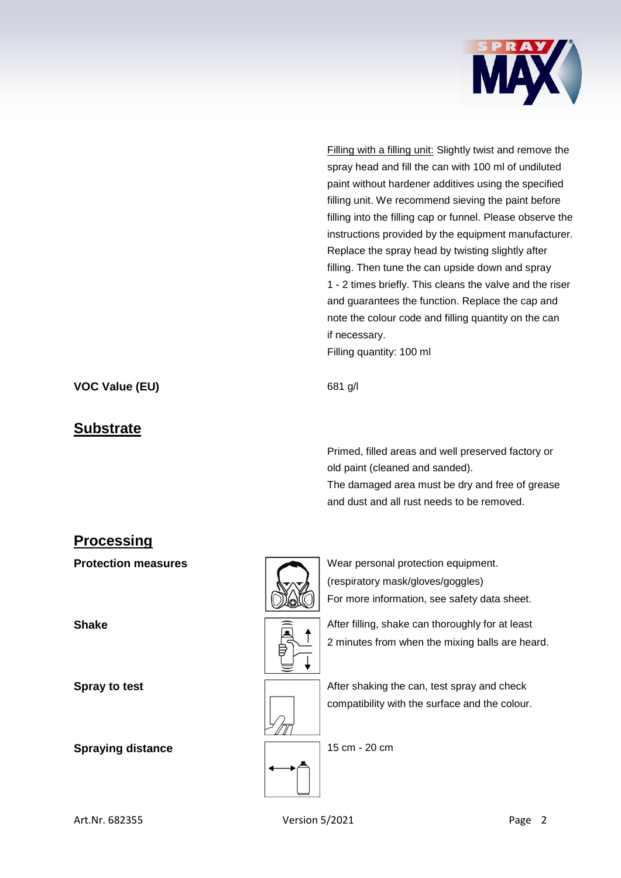<u>Filling with a filling unit:</u> Slightly twist and remove the spray head and fill the can with 100 ml of undiluted paint without hardener additives using the specified filling unit. We recommend sieving the paint before filling into the filling cap or funnel. Please observe the instructions provided by the equipment manufacturer. Replace the spray head by twisting slightly after filling. Then tune the can upside down and spray 1 - 2 times briefly. This cleans the valve and the riser and guarantees the function. Replace the cap and note the colour code and filling quantity on the can if necessary.
Filling quantity: 100 ml

**VOC Value (EU)** 681 g/l

## Substrate

Primed, filled areas and well preserved factory or old paint (cleaned and sanded).
The damaged area must be dry and free of grease and dust and all rust needs to be removed.

## Processing

**Protection measures**

Wear personal protection equipment.
(respiratory mask/gloves/goggles)
For more information, see safety data sheet.

**Shake**

After filling, shake can thoroughly for at least 2 minutes from when the mixing balls are heard.

**Spray to test**

After shaking the can, test spray and check compatibility with the surface and the colour.

**Spraying distance**

15 cm - 20 cm

Art.Nr. 682355 Version 5/2021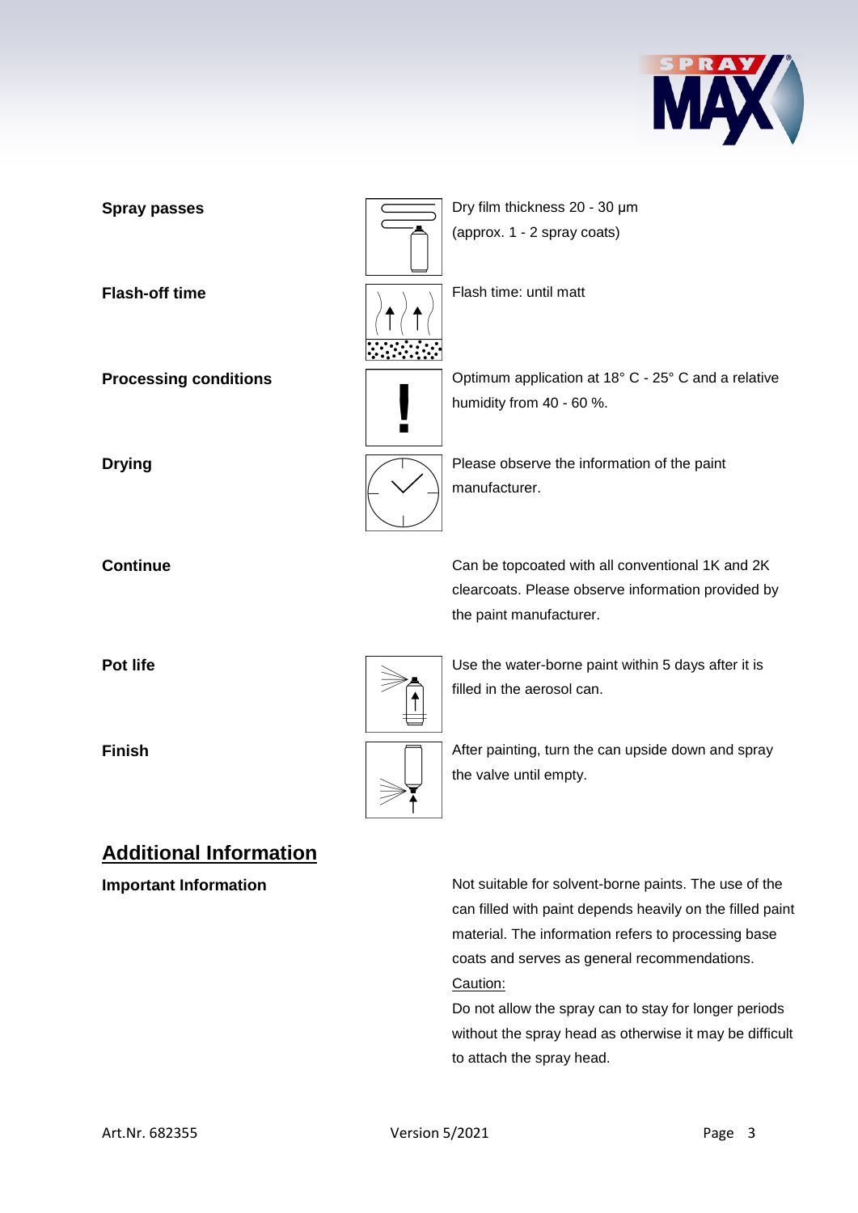**Spray passes**

Dry film thickness 20 - 30 µm
(approx. 1 - 2 spray coats)

**Flash-off time**

Flash time: until matt

**Processing conditions**

Optimum application at 18° C - 25° C and a relative humidity from 40 - 60 %.

**Drying**

Please observe the information of the paint manufacturer.

**Continue**

Can be topcoated with all conventional 1K and 2K clearcoats. Please observe information provided by the paint manufacturer.

**Pot life**

Use the water-borne paint within 5 days after it is filled in the aerosol can.

**Finish**

After painting, turn the can upside down and spray the valve until empty.

## Additional Information

**Important Information**

Not suitable for solvent-borne paints. The use of the can filled with paint depends heavily on the filled paint material. The information refers to processing base coats and serves as general recommendations.

Caution:

Do not allow the spray can to stay for longer periods without the spray head as otherwise it may be difficult to attach the spray head.

Art.Nr. 682355 Version 5/2021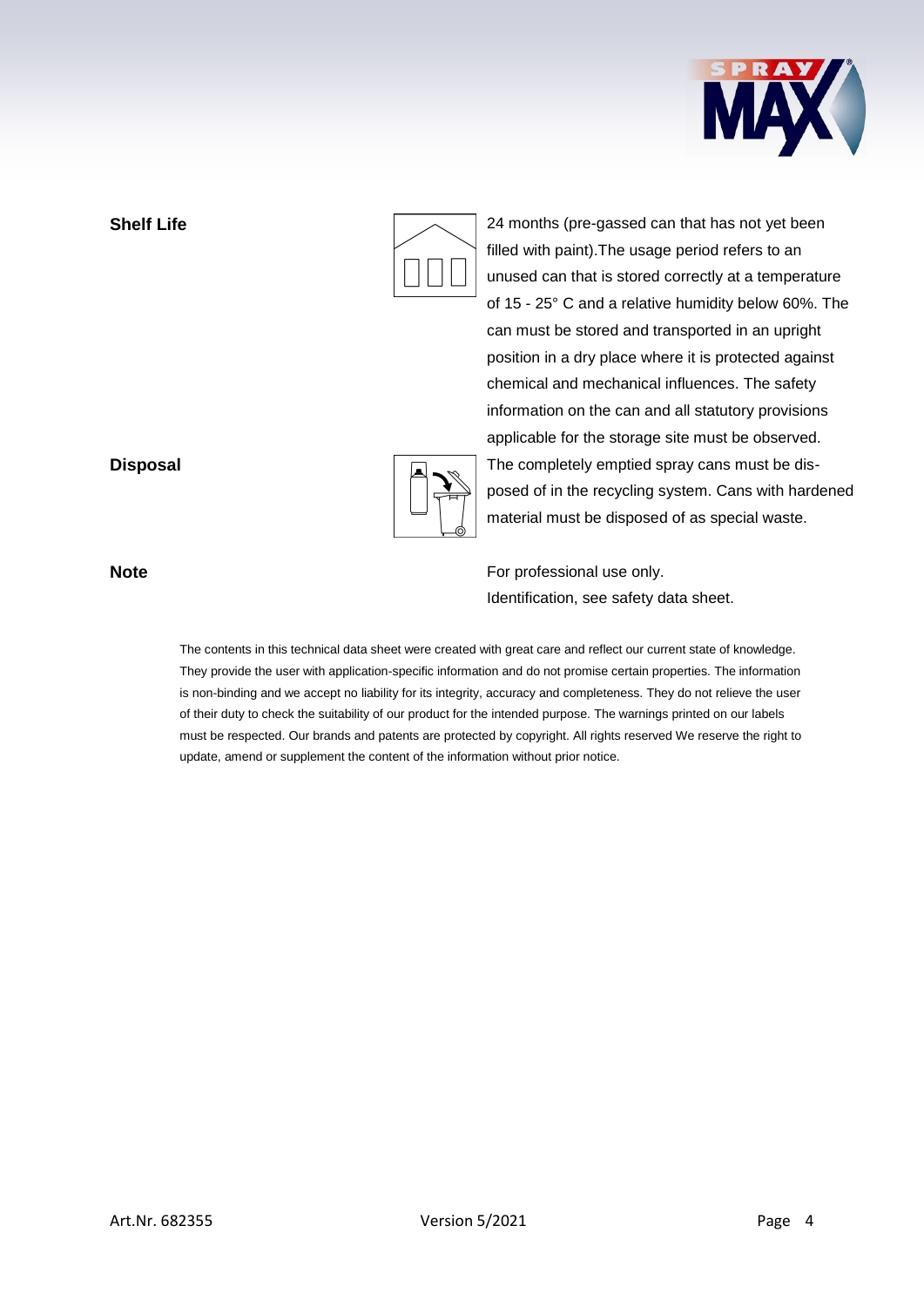**Shelf Life**

24 months (pre-gassed can that has not yet been filled with paint).The usage period refers to an unused can that is stored correctly at a temperature of 15 - 25° C and a relative humidity below 60%. The can must be stored and transported in an upright position in a dry place where it is protected against chemical and mechanical influences. The safety information on the can and all statutory provisions applicable for the storage site must be observed.

**Disposal**

The completely emptied spray cans must be disposed of in the recycling system. Cans with hardened material must be disposed of as special waste.

**Note**

For professional use only.
Identification, see safety data sheet.

The contents in this technical data sheet were created with great care and reflect our current state of knowledge. They provide the user with application-specific information and do not promise certain properties. The information is non-binding and we accept no liability for its integrity, accuracy and completeness. They do not relieve the user of their duty to check the suitability of our product for the intended purpose. The warnings printed on our labels must be respected. Our brands and patents are protected by copyright. All rights reserved We reserve the right to update, amend or supplement the content of the information without prior notice.

Art.Nr. 682355 Version 5/2021